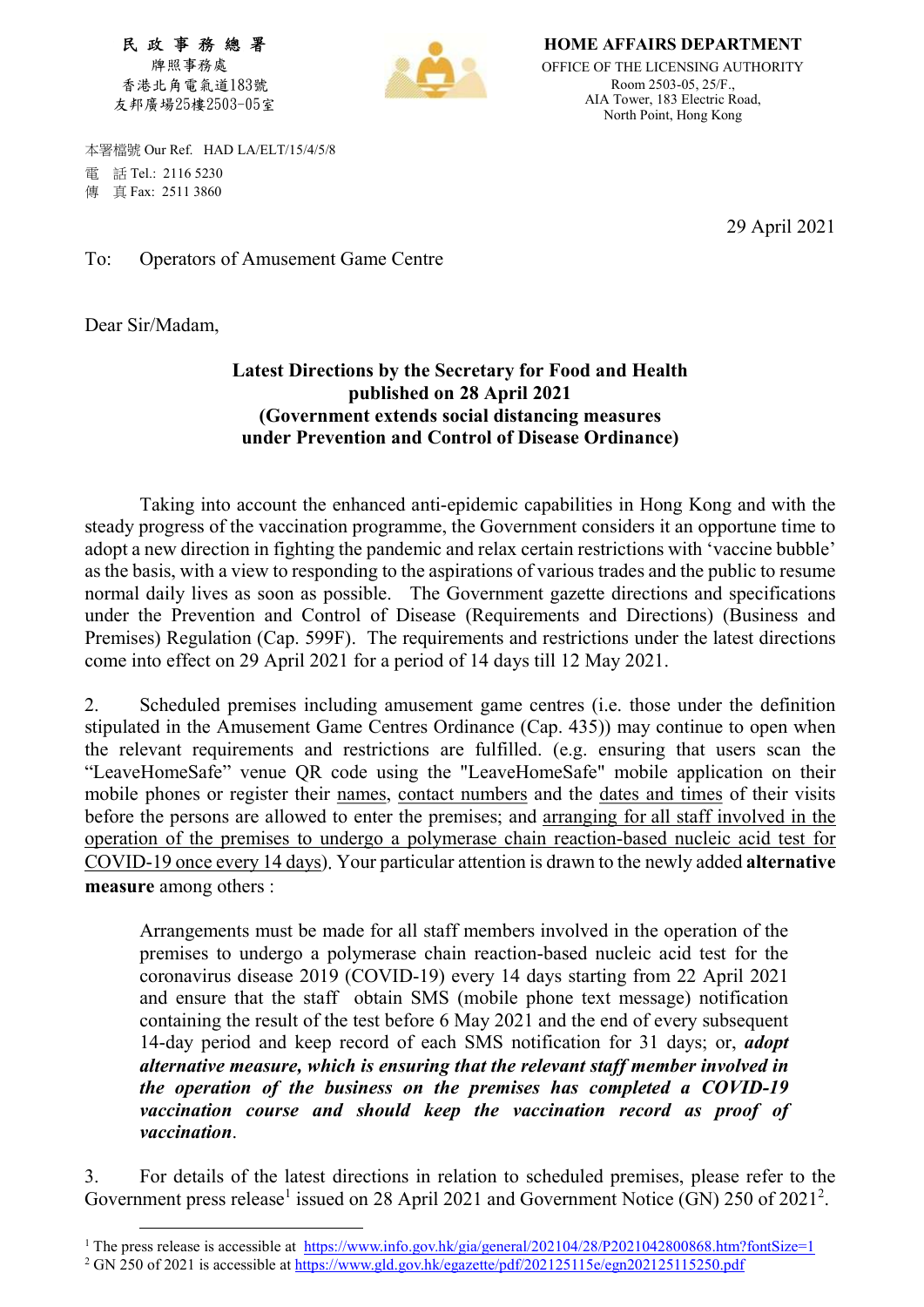民 政 事 務 總 署
牌照事務處
香港北角電氣道183號
友邦廣場25樓2503-05室

**HOME AFFAIRS DEPARTMENT**
OFFICE OF THE LICENSING AUTHORITY
Room 2503-05, 25/F.,
AIA Tower, 183 Electric Road,
North Point, Hong Kong

本署檔號 Our Ref. HAD LA/ELT/15/4/5/8
電 話 Tel.: 2116 5230
傳 真 Fax: 2511 3860

29 April 2021

To: Operators of Amusement Game Centre

Dear Sir/Madam,

**Latest Directions by the Secretary for Food and Health published on 28 April 2021 (Government extends social distancing measures under Prevention and Control of Disease Ordinance)**

Taking into account the enhanced anti-epidemic capabilities in Hong Kong and with the steady progress of the vaccination programme, the Government considers it an opportune time to adopt a new direction in fighting the pandemic and relax certain restrictions with 'vaccine bubble' as the basis, with a view to responding to the aspirations of various trades and the public to resume normal daily lives as soon as possible. The Government gazette directions and specifications under the Prevention and Control of Disease (Requirements and Directions) (Business and Premises) Regulation (Cap. 599F). The requirements and restrictions under the latest directions come into effect on 29 April 2021 for a period of 14 days till 12 May 2021.

2. Scheduled premises including amusement game centres (i.e. those under the definition stipulated in the Amusement Game Centres Ordinance (Cap. 435)) may continue to open when the relevant requirements and restrictions are fulfilled. (e.g. ensuring that users scan the "LeaveHomeSafe" venue QR code using the "LeaveHomeSafe" mobile application on their mobile phones or register their names, contact numbers and the dates and times of their visits before the persons are allowed to enter the premises; and arranging for all staff involved in the operation of the premises to undergo a polymerase chain reaction-based nucleic acid test for COVID-19 once every 14 days). Your particular attention is drawn to the newly added **alternative measure** among others :

> Arrangements must be made for all staff members involved in the operation of the premises to undergo a polymerase chain reaction-based nucleic acid test for the coronavirus disease 2019 (COVID-19) every 14 days starting from 22 April 2021 and ensure that the staff obtain SMS (mobile phone text message) notification containing the result of the test before 6 May 2021 and the end of every subsequent 14-day period and keep record of each SMS notification for 31 days; or, ***adopt alternative measure, which is ensuring that the relevant staff member involved in the operation of the business on the premises has completed a COVID-19 vaccination course and should keep the vaccination record as proof of vaccination***.

3. For details of the latest directions in relation to scheduled premises, please refer to the Government press release[1] issued on 28 April 2021 and Government Notice (GN) 250 of 2021[2].

---

[1] The press release is accessible at https://www.info.gov.hk/gia/general/202104/28/P2021042800868.htm?fontSize=1

[2] GN 250 of 2021 is accessible at https://www.gld.gov.hk/egazette/pdf/202125115e/egn202125115250.pdf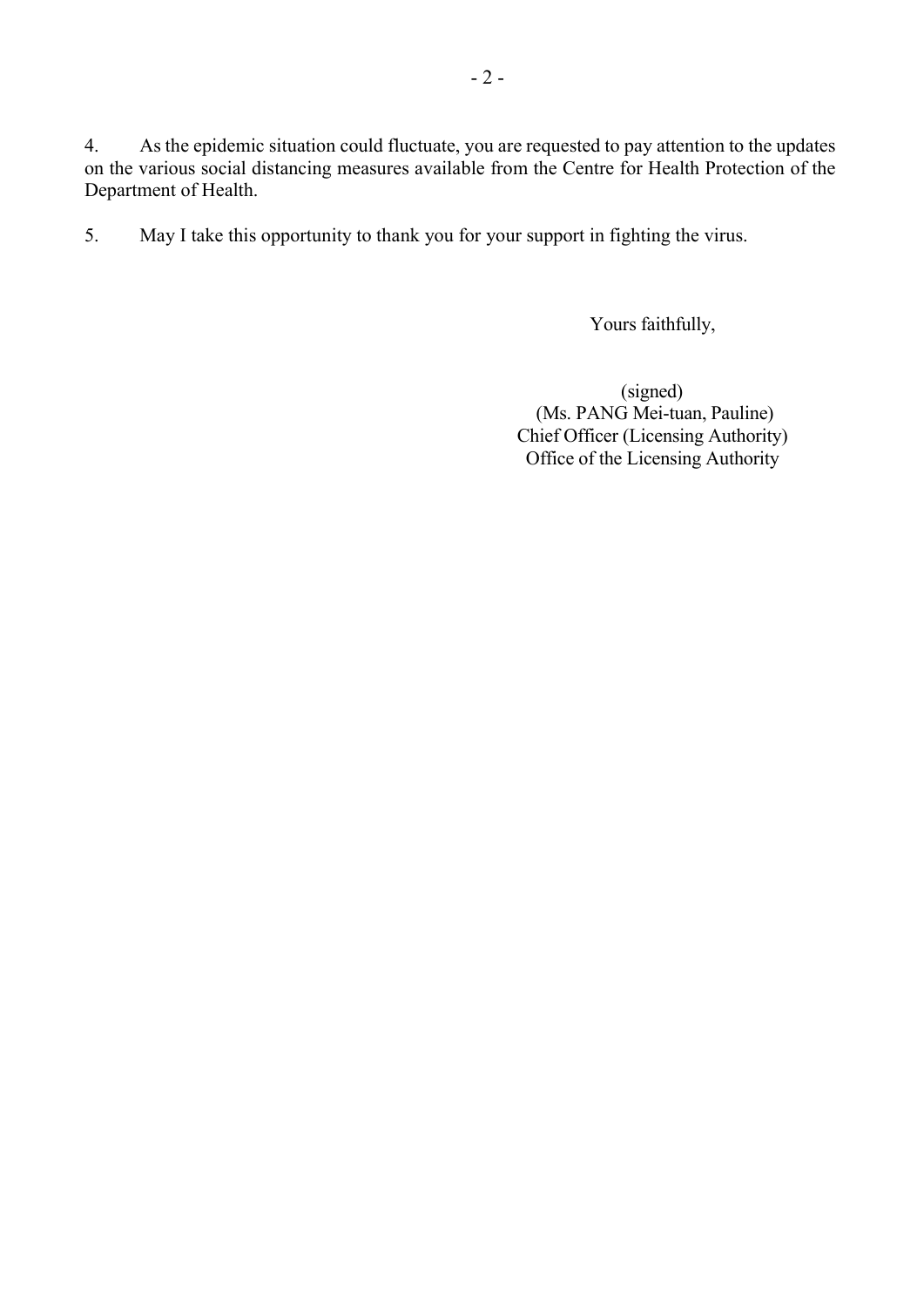4. As the epidemic situation could fluctuate, you are requested to pay attention to the updates on the various social distancing measures available from the Centre for Health Protection of the Department of Health.

5. May I take this opportunity to thank you for your support in fighting the virus.

Yours faithfully,

(signed)
(Ms. PANG Mei-tuan, Pauline)
Chief Officer (Licensing Authority)
Office of the Licensing Authority